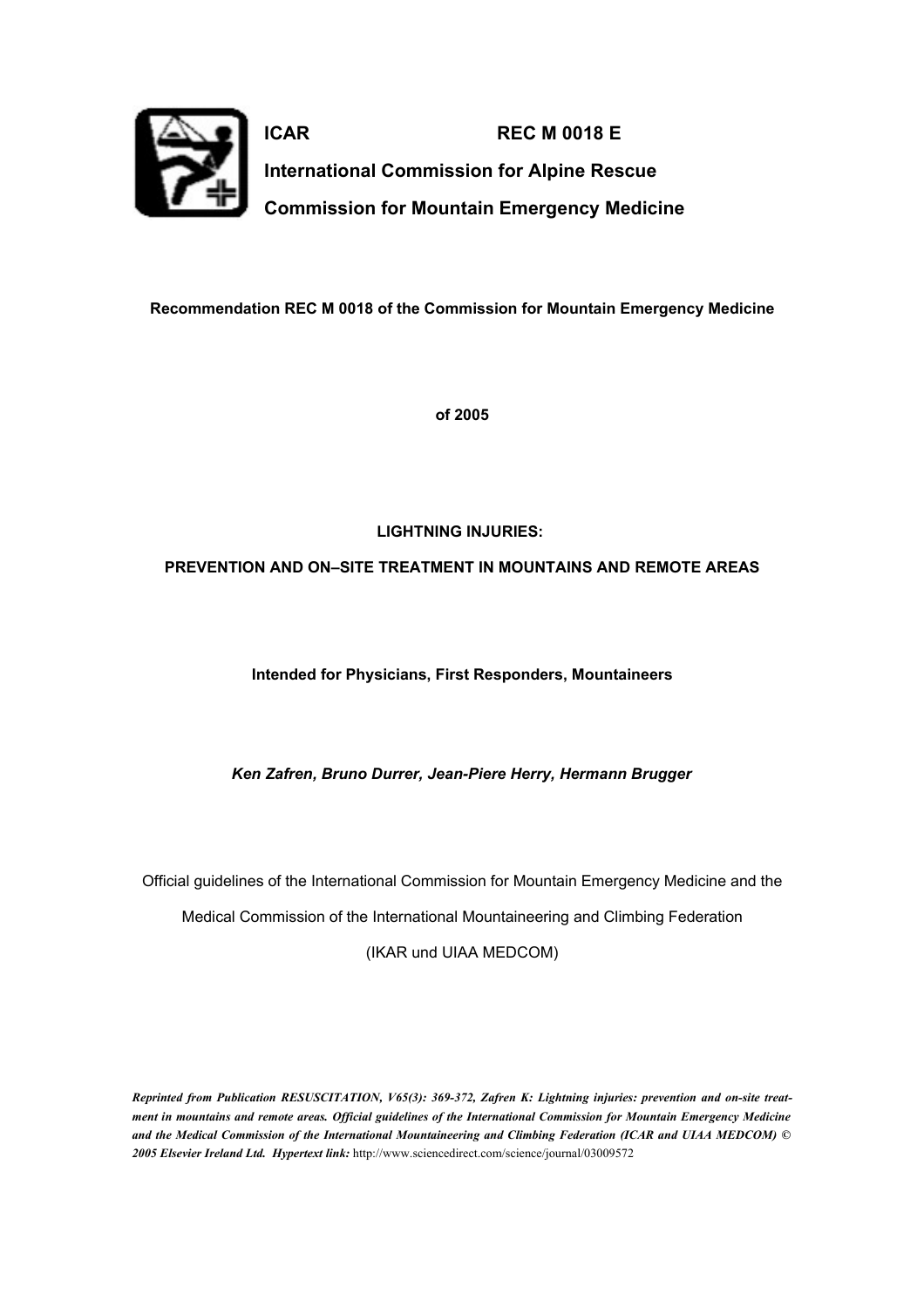**ICAR** **REC M 0018 E**

**International Commission for Alpine Rescue**

**Commission for Mountain Emergency Medicine**

**Recommendation REC M 0018 of the Commission for Mountain Emergency Medicine**

**of 2005**

# LIGHTNING INJURIES:

# PREVENTION AND ON–SITE TREATMENT IN MOUNTAINS AND REMOTE AREAS

**Intended for Physicians, First Responders, Mountaineers**

***Ken Zafren, Bruno Durrer, Jean-Piere Herry, Hermann Brugger***

Official guidelines of the International Commission for Mountain Emergency Medicine and the

Medical Commission of the International Mountaineering and Climbing Federation

(IKAR und UIAA MEDCOM)

***Reprinted from Publication RESUSCITATION, V65(3): 369-372, Zafren K: Lightning injuries: prevention and on-site treatment in mountains and remote areas. Official guidelines of the International Commission for Mountain Emergency Medicine and the Medical Commission of the International Mountaineering and Climbing Federation (ICAR and UIAA MEDCOM) © 2005 Elsevier Ireland Ltd. Hypertext link:*** http://www.sciencedirect.com/science/journal/03009572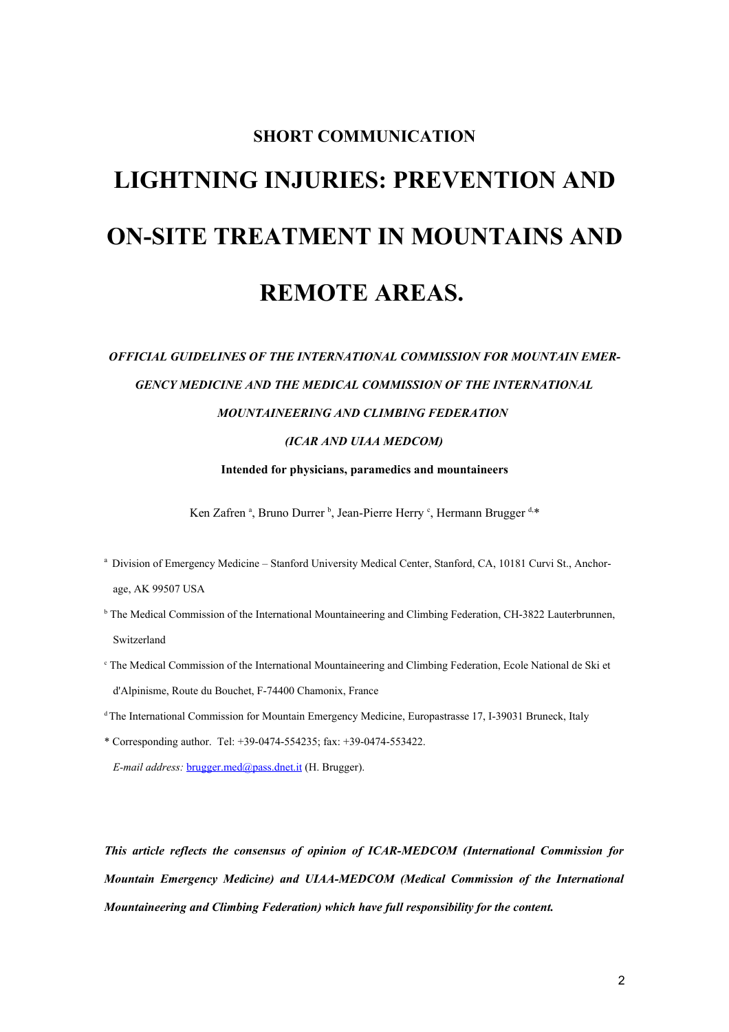**SHORT COMMUNICATION**

# LIGHTNING INJURIES: PREVENTION AND ON-SITE TREATMENT IN MOUNTAINS AND REMOTE AREAS.

***OFFICIAL GUIDELINES OF THE INTERNATIONAL COMMISSION FOR MOUNTAIN EMERGENCY MEDICINE AND THE MEDICAL COMMISSION OF THE INTERNATIONAL MOUNTAINEERING AND CLIMBING FEDERATION***

***(ICAR AND UIAA MEDCOM)***

**Intended for physicians, paramedics and mountaineers**

Ken Zafren [a], Bruno Durrer [b], Jean-Pierre Herry [c], Hermann Brugger [d,]*

[a] Division of Emergency Medicine – Stanford University Medical Center, Stanford, CA, 10181 Curvi St., Anchorage, AK 99507 USA

[b] The Medical Commission of the International Mountaineering and Climbing Federation, CH-3822 Lauterbrunnen, Switzerland

[c] The Medical Commission of the International Mountaineering and Climbing Federation, Ecole National de Ski et d'Alpinisme, Route du Bouchet, F-74400 Chamonix, France

[d] The International Commission for Mountain Emergency Medicine, Europastrasse 17, I-39031 Bruneck, Italy

\* Corresponding author. Tel: +39-0474-554235; fax: +39-0474-553422.

*E-mail address:* brugger.med@pass.dnet.it (H. Brugger).

***This article reflects the consensus of opinion of ICAR-MEDCOM (International Commission for Mountain Emergency Medicine) and UIAA-MEDCOM (Medical Commission of the International Mountaineering and Climbing Federation) which have full responsibility for the content.***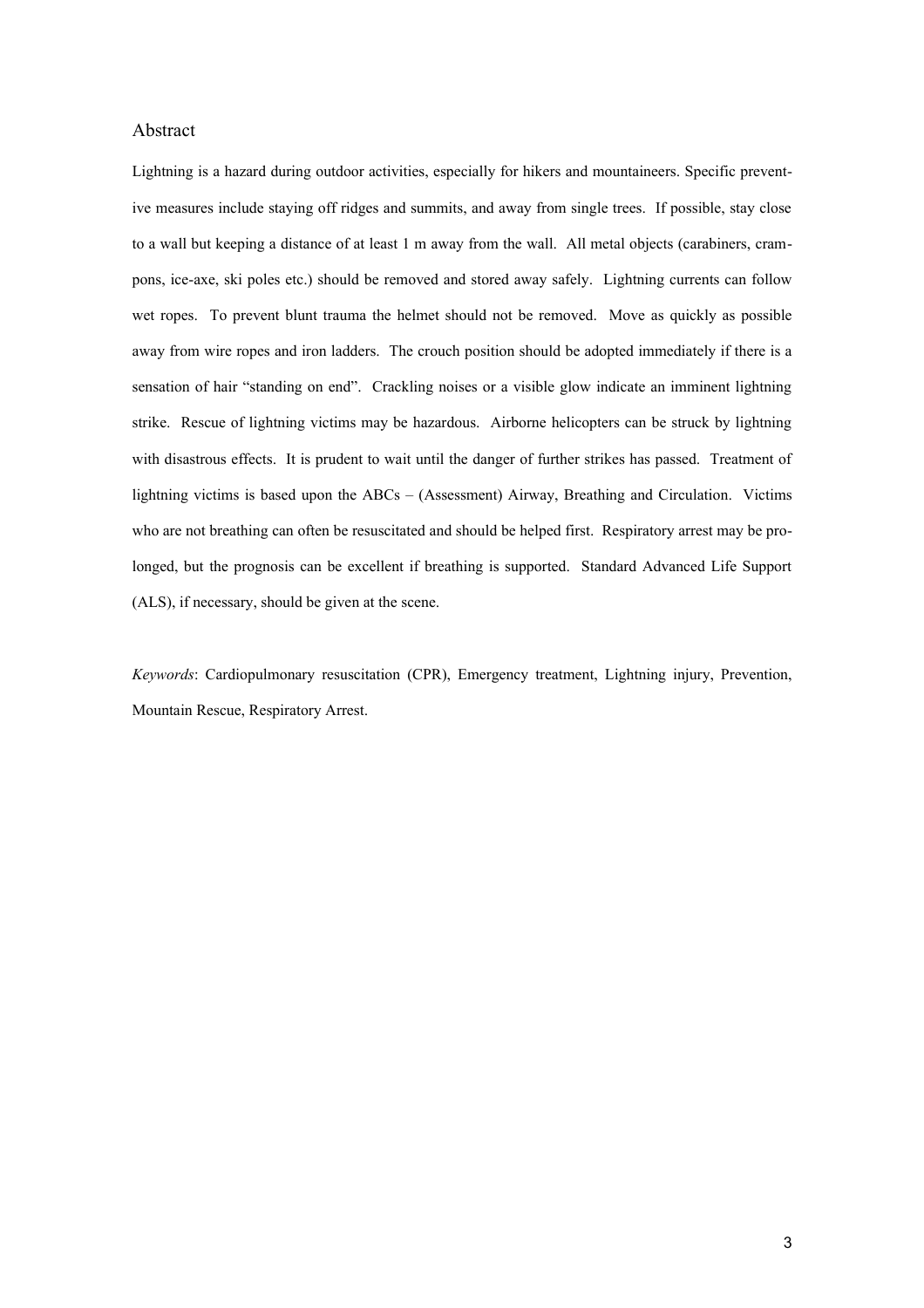## Abstract

Lightning is a hazard during outdoor activities, especially for hikers and mountaineers. Specific preventive measures include staying off ridges and summits, and away from single trees. If possible, stay close to a wall but keeping a distance of at least 1 m away from the wall. All metal objects (carabiners, crampons, ice-axe, ski poles etc.) should be removed and stored away safely. Lightning currents can follow wet ropes. To prevent blunt trauma the helmet should not be removed. Move as quickly as possible away from wire ropes and iron ladders. The crouch position should be adopted immediately if there is a sensation of hair "standing on end". Crackling noises or a visible glow indicate an imminent lightning strike. Rescue of lightning victims may be hazardous. Airborne helicopters can be struck by lightning with disastrous effects. It is prudent to wait until the danger of further strikes has passed. Treatment of lightning victims is based upon the ABCs – (Assessment) Airway, Breathing and Circulation. Victims who are not breathing can often be resuscitated and should be helped first. Respiratory arrest may be prolonged, but the prognosis can be excellent if breathing is supported. Standard Advanced Life Support (ALS), if necessary, should be given at the scene.

*Keywords*: Cardiopulmonary resuscitation (CPR), Emergency treatment, Lightning injury, Prevention, Mountain Rescue, Respiratory Arrest.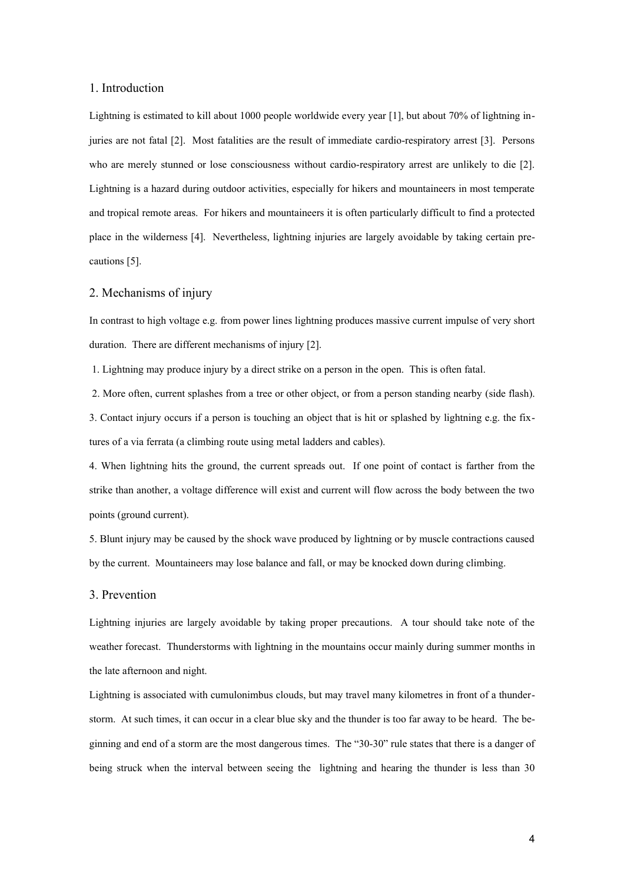## 1. Introduction

Lightning is estimated to kill about 1000 people worldwide every year [1], but about 70% of lightning injuries are not fatal [2]. Most fatalities are the result of immediate cardio-respiratory arrest [3]. Persons who are merely stunned or lose consciousness without cardio-respiratory arrest are unlikely to die [2]. Lightning is a hazard during outdoor activities, especially for hikers and mountaineers in most temperate and tropical remote areas. For hikers and mountaineers it is often particularly difficult to find a protected place in the wilderness [4]. Nevertheless, lightning injuries are largely avoidable by taking certain precautions [5].

## 2. Mechanisms of injury

In contrast to high voltage e.g. from power lines lightning produces massive current impulse of very short duration. There are different mechanisms of injury [2].

1. Lightning may produce injury by a direct strike on a person in the open. This is often fatal.
2. More often, current splashes from a tree or other object, or from a person standing nearby (side flash).
3. Contact injury occurs if a person is touching an object that is hit or splashed by lightning e.g. the fixtures of a via ferrata (a climbing route using metal ladders and cables).
4. When lightning hits the ground, the current spreads out. If one point of contact is farther from the strike than another, a voltage difference will exist and current will flow across the body between the two points (ground current).
5. Blunt injury may be caused by the shock wave produced by lightning or by muscle contractions caused by the current. Mountaineers may lose balance and fall, or may be knocked down during climbing.

## 3. Prevention

Lightning injuries are largely avoidable by taking proper precautions. A tour should take note of the weather forecast. Thunderstorms with lightning in the mountains occur mainly during summer months in the late afternoon and night.

Lightning is associated with cumulonimbus clouds, but may travel many kilometres in front of a thunderstorm. At such times, it can occur in a clear blue sky and the thunder is too far away to be heard. The beginning and end of a storm are the most dangerous times. The "30-30" rule states that there is a danger of being struck when the interval between seeing the lightning and hearing the thunder is less than 30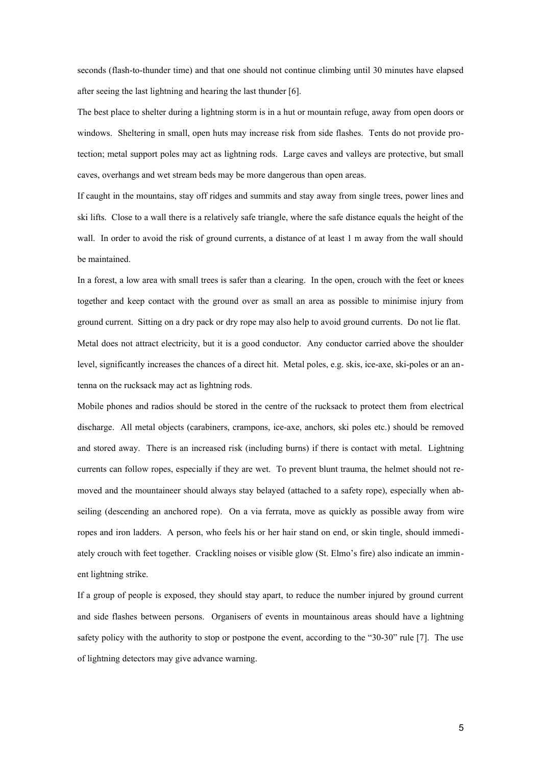seconds (flash-to-thunder time) and that one should not continue climbing until 30 minutes have elapsed after seeing the last lightning and hearing the last thunder [6].

The best place to shelter during a lightning storm is in a hut or mountain refuge, away from open doors or windows. Sheltering in small, open huts may increase risk from side flashes. Tents do not provide protection; metal support poles may act as lightning rods. Large caves and valleys are protective, but small caves, overhangs and wet stream beds may be more dangerous than open areas.

If caught in the mountains, stay off ridges and summits and stay away from single trees, power lines and ski lifts. Close to a wall there is a relatively safe triangle, where the safe distance equals the height of the wall. In order to avoid the risk of ground currents, a distance of at least 1 m away from the wall should be maintained.

In a forest, a low area with small trees is safer than a clearing. In the open, crouch with the feet or knees together and keep contact with the ground over as small an area as possible to minimise injury from ground current. Sitting on a dry pack or dry rope may also help to avoid ground currents. Do not lie flat.

Metal does not attract electricity, but it is a good conductor. Any conductor carried above the shoulder level, significantly increases the chances of a direct hit. Metal poles, e.g. skis, ice-axe, ski-poles or an antenna on the rucksack may act as lightning rods.

Mobile phones and radios should be stored in the centre of the rucksack to protect them from electrical discharge. All metal objects (carabiners, crampons, ice-axe, anchors, ski poles etc.) should be removed and stored away. There is an increased risk (including burns) if there is contact with metal. Lightning currents can follow ropes, especially if they are wet. To prevent blunt trauma, the helmet should not removed and the mountaineer should always stay belayed (attached to a safety rope), especially when abseiling (descending an anchored rope). On a via ferrata, move as quickly as possible away from wire ropes and iron ladders. A person, who feels his or her hair stand on end, or skin tingle, should immediately crouch with feet together. Crackling noises or visible glow (St. Elmo's fire) also indicate an imminent lightning strike.

If a group of people is exposed, they should stay apart, to reduce the number injured by ground current and side flashes between persons. Organisers of events in mountainous areas should have a lightning safety policy with the authority to stop or postpone the event, according to the "30-30" rule [7]. The use of lightning detectors may give advance warning.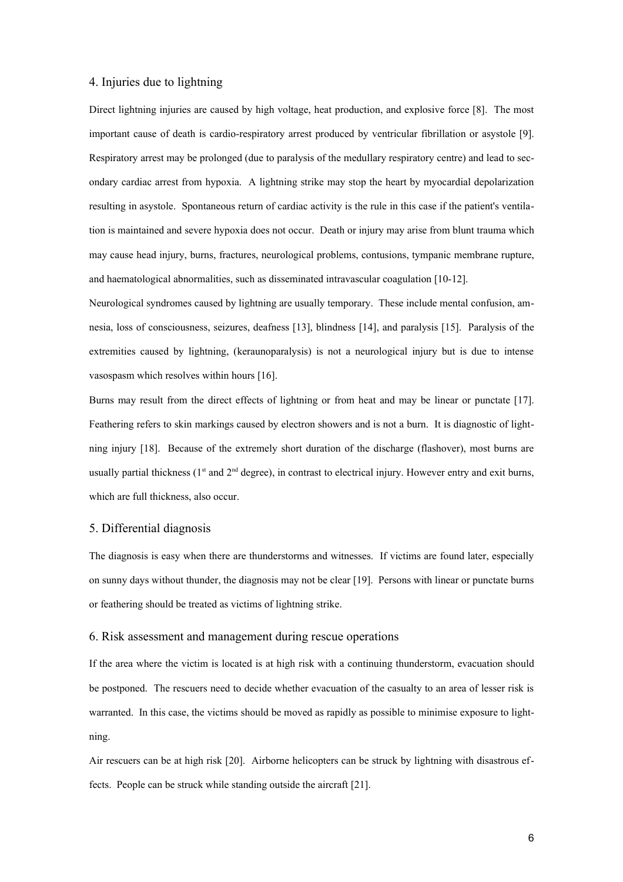## 4. Injuries due to lightning

Direct lightning injuries are caused by high voltage, heat production, and explosive force [8]. The most important cause of death is cardio-respiratory arrest produced by ventricular fibrillation or asystole [9]. Respiratory arrest may be prolonged (due to paralysis of the medullary respiratory centre) and lead to secondary cardiac arrest from hypoxia. A lightning strike may stop the heart by myocardial depolarization resulting in asystole. Spontaneous return of cardiac activity is the rule in this case if the patient's ventilation is maintained and severe hypoxia does not occur. Death or injury may arise from blunt trauma which may cause head injury, burns, fractures, neurological problems, contusions, tympanic membrane rupture, and haematological abnormalities, such as disseminated intravascular coagulation [10-12].

Neurological syndromes caused by lightning are usually temporary. These include mental confusion, amnesia, loss of consciousness, seizures, deafness [13], blindness [14], and paralysis [15]. Paralysis of the extremities caused by lightning, (keraunoparalysis) is not a neurological injury but is due to intense vasospasm which resolves within hours [16].

Burns may result from the direct effects of lightning or from heat and may be linear or punctate [17]. Feathering refers to skin markings caused by electron showers and is not a burn. It is diagnostic of lightning injury [18]. Because of the extremely short duration of the discharge (flashover), most burns are usually partial thickness (1st and 2nd degree), in contrast to electrical injury. However entry and exit burns, which are full thickness, also occur.

## 5. Differential diagnosis

The diagnosis is easy when there are thunderstorms and witnesses. If victims are found later, especially on sunny days without thunder, the diagnosis may not be clear [19]. Persons with linear or punctate burns or feathering should be treated as victims of lightning strike.

## 6. Risk assessment and management during rescue operations

If the area where the victim is located is at high risk with a continuing thunderstorm, evacuation should be postponed. The rescuers need to decide whether evacuation of the casualty to an area of lesser risk is warranted. In this case, the victims should be moved as rapidly as possible to minimise exposure to lightning.

Air rescuers can be at high risk [20]. Airborne helicopters can be struck by lightning with disastrous effects. People can be struck while standing outside the aircraft [21].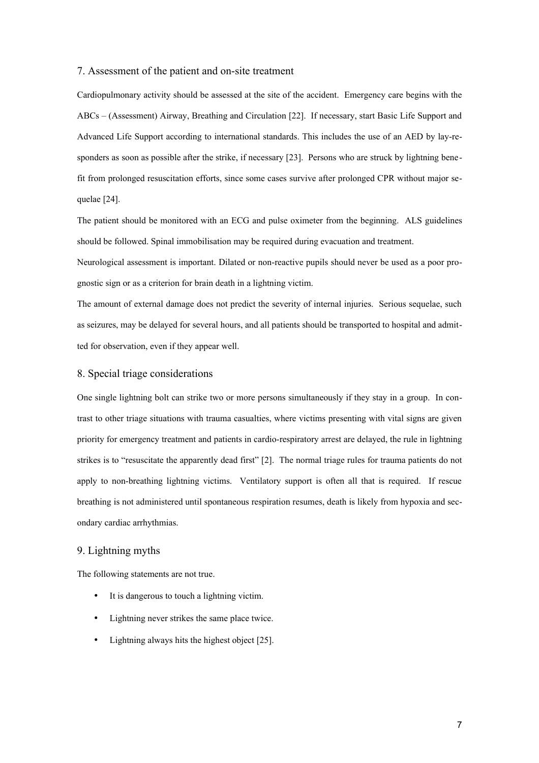## 7. Assessment of the patient and on-site treatment

Cardiopulmonary activity should be assessed at the site of the accident. Emergency care begins with the ABCs – (Assessment) Airway, Breathing and Circulation [22]. If necessary, start Basic Life Support and Advanced Life Support according to international standards. This includes the use of an AED by lay-responders as soon as possible after the strike, if necessary [23]. Persons who are struck by lightning benefit from prolonged resuscitation efforts, since some cases survive after prolonged CPR without major sequelae [24].

The patient should be monitored with an ECG and pulse oximeter from the beginning. ALS guidelines should be followed. Spinal immobilisation may be required during evacuation and treatment.

Neurological assessment is important. Dilated or non-reactive pupils should never be used as a poor prognostic sign or as a criterion for brain death in a lightning victim.

The amount of external damage does not predict the severity of internal injuries. Serious sequelae, such as seizures, may be delayed for several hours, and all patients should be transported to hospital and admitted for observation, even if they appear well.

## 8. Special triage considerations

One single lightning bolt can strike two or more persons simultaneously if they stay in a group. In contrast to other triage situations with trauma casualties, where victims presenting with vital signs are given priority for emergency treatment and patients in cardio-respiratory arrest are delayed, the rule in lightning strikes is to "resuscitate the apparently dead first" [2]. The normal triage rules for trauma patients do not apply to non-breathing lightning victims. Ventilatory support is often all that is required. If rescue breathing is not administered until spontaneous respiration resumes, death is likely from hypoxia and secondary cardiac arrhythmias.

## 9. Lightning myths

The following statements are not true.

- It is dangerous to touch a lightning victim.
- Lightning never strikes the same place twice.
- Lightning always hits the highest object [25].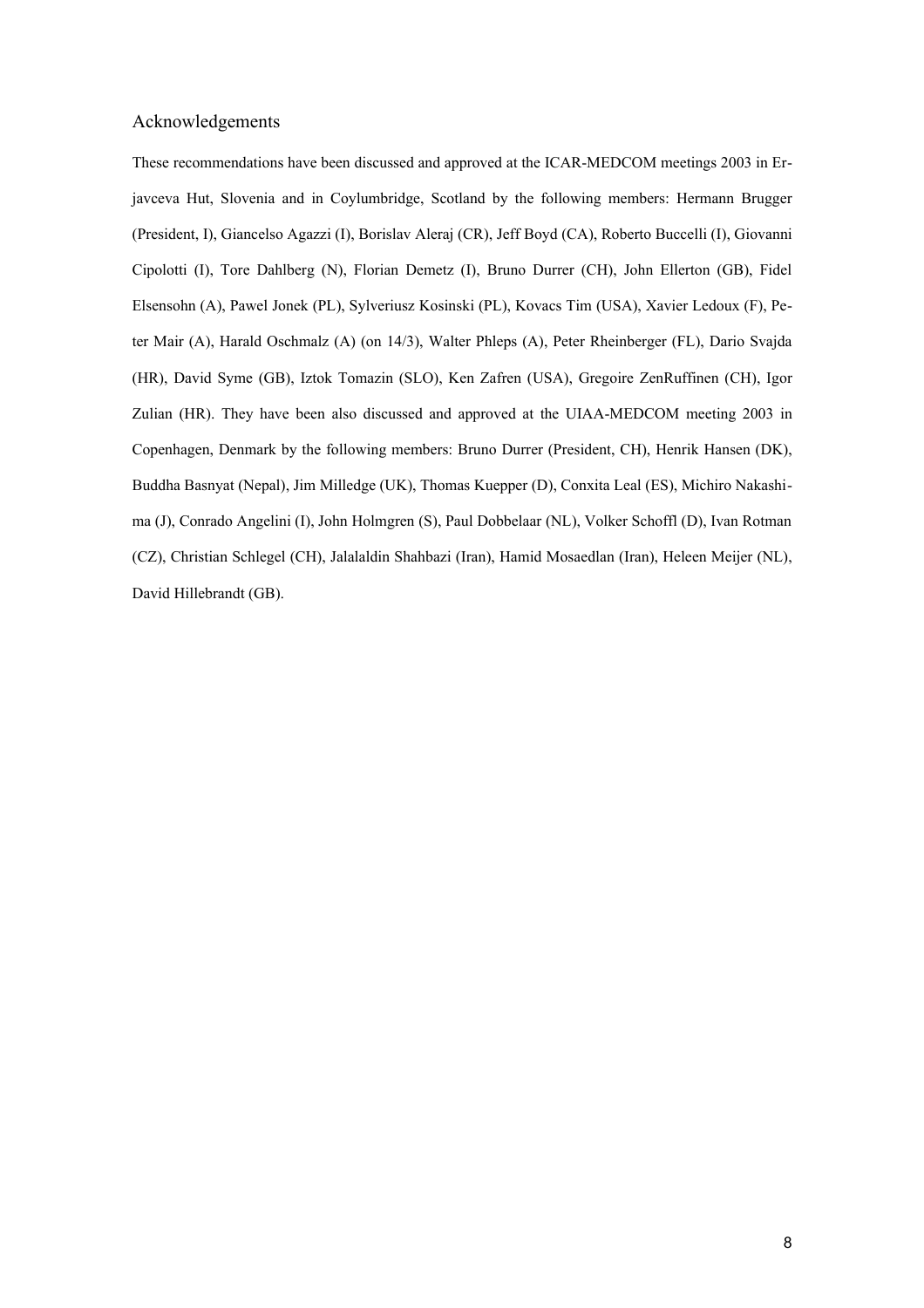## Acknowledgements

These recommendations have been discussed and approved at the ICAR-MEDCOM meetings 2003 in Erjavceva Hut, Slovenia and in Coylumbridge, Scotland by the following members: Hermann Brugger (President, I), Giancelso Agazzi (I), Borislav Aleraj (CR), Jeff Boyd (CA), Roberto Buccelli (I), Giovanni Cipolotti (I), Tore Dahlberg (N), Florian Demetz (I), Bruno Durrer (CH), John Ellerton (GB), Fidel Elsensohn (A), Pawel Jonek (PL), Sylveriusz Kosinski (PL), Kovacs Tim (USA), Xavier Ledoux (F), Peter Mair (A), Harald Oschmalz (A) (on 14/3), Walter Phleps (A), Peter Rheinberger (FL), Dario Svajda (HR), David Syme (GB), Iztok Tomazin (SLO), Ken Zafren (USA), Gregoire ZenRuffinen (CH), Igor Zulian (HR). They have been also discussed and approved at the UIAA-MEDCOM meeting 2003 in Copenhagen, Denmark by the following members: Bruno Durrer (President, CH), Henrik Hansen (DK), Buddha Basnyat (Nepal), Jim Milledge (UK), Thomas Kuepper (D), Conxita Leal (ES), Michiro Nakashima (J), Conrado Angelini (I), John Holmgren (S), Paul Dobbelaar (NL), Volker Schoffl (D), Ivan Rotman (CZ), Christian Schlegel (CH), Jalalaldin Shahbazi (Iran), Hamid Mosaedlan (Iran), Heleen Meijer (NL), David Hillebrandt (GB).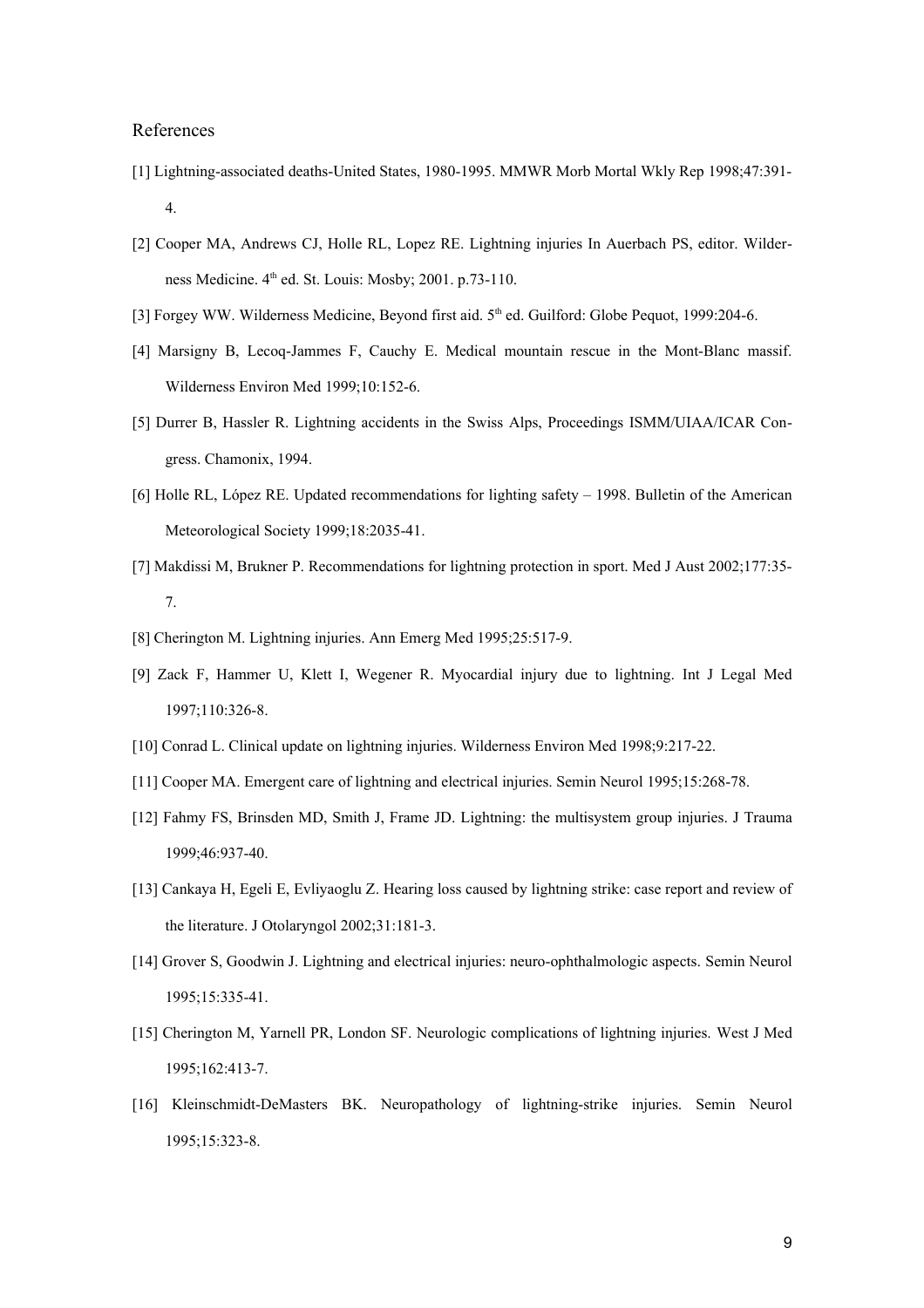# References

[1] Lightning-associated deaths-United States, 1980-1995. MMWR Morb Mortal Wkly Rep 1998;47:391-4.

[2] Cooper MA, Andrews CJ, Holle RL, Lopez RE. Lightning injuries In Auerbach PS, editor. Wilderness Medicine. 4th ed. St. Louis: Mosby; 2001. p.73-110.

[3] Forgey WW. Wilderness Medicine, Beyond first aid. 5th ed. Guilford: Globe Pequot, 1999:204-6.

[4] Marsigny B, Lecoq-Jammes F, Cauchy E. Medical mountain rescue in the Mont-Blanc massif. Wilderness Environ Med 1999;10:152-6.

[5] Durrer B, Hassler R. Lightning accidents in the Swiss Alps, Proceedings ISMM/UIAA/ICAR Congress. Chamonix, 1994.

[6] Holle RL, López RE. Updated recommendations for lighting safety – 1998. Bulletin of the American Meteorological Society 1999;18:2035-41.

[7] Makdissi M, Brukner P. Recommendations for lightning protection in sport. Med J Aust 2002;177:35-7.

[8] Cherington M. Lightning injuries. Ann Emerg Med 1995;25:517-9.

[9] Zack F, Hammer U, Klett I, Wegener R. Myocardial injury due to lightning. Int J Legal Med 1997;110:326-8.

[10] Conrad L. Clinical update on lightning injuries. Wilderness Environ Med 1998;9:217-22.

[11] Cooper MA. Emergent care of lightning and electrical injuries. Semin Neurol 1995;15:268-78.

[12] Fahmy FS, Brinsden MD, Smith J, Frame JD. Lightning: the multisystem group injuries. J Trauma 1999;46:937-40.

[13] Cankaya H, Egeli E, Evliyaoglu Z. Hearing loss caused by lightning strike: case report and review of the literature. J Otolaryngol 2002;31:181-3.

[14] Grover S, Goodwin J. Lightning and electrical injuries: neuro-ophthalmologic aspects. Semin Neurol 1995;15:335-41.

[15] Cherington M, Yarnell PR, London SF. Neurologic complications of lightning injuries. West J Med 1995;162:413-7.

[16] Kleinschmidt-DeMasters BK. Neuropathology of lightning-strike injuries. Semin Neurol 1995;15:323-8.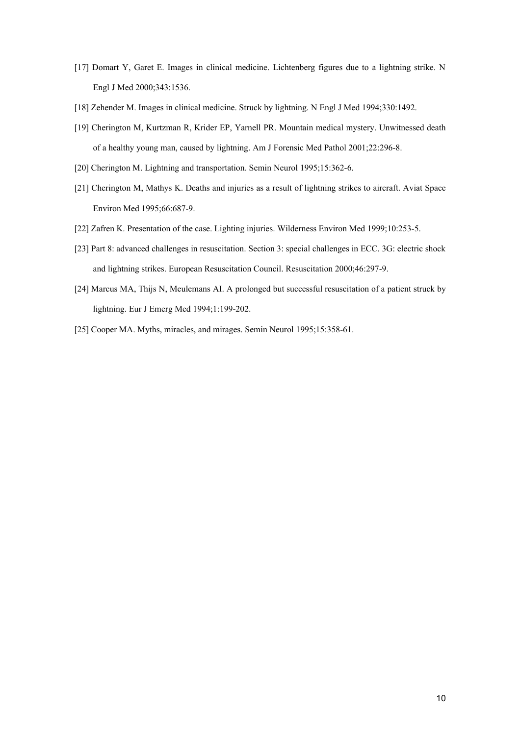[17] Domart Y, Garet E. Images in clinical medicine. Lichtenberg figures due to a lightning strike. N Engl J Med 2000;343:1536.

[18] Zehender M. Images in clinical medicine. Struck by lightning. N Engl J Med 1994;330:1492.

[19] Cherington M, Kurtzman R, Krider EP, Yarnell PR. Mountain medical mystery. Unwitnessed death of a healthy young man, caused by lightning. Am J Forensic Med Pathol 2001;22:296-8.

[20] Cherington M. Lightning and transportation. Semin Neurol 1995;15:362-6.

[21] Cherington M, Mathys K. Deaths and injuries as a result of lightning strikes to aircraft. Aviat Space Environ Med 1995;66:687-9.

[22] Zafren K. Presentation of the case. Lighting injuries. Wilderness Environ Med 1999;10:253-5.

[23] Part 8: advanced challenges in resuscitation. Section 3: special challenges in ECC. 3G: electric shock and lightning strikes. European Resuscitation Council. Resuscitation 2000;46:297-9.

[24] Marcus MA, Thijs N, Meulemans AI. A prolonged but successful resuscitation of a patient struck by lightning. Eur J Emerg Med 1994;1:199-202.

[25] Cooper MA. Myths, miracles, and mirages. Semin Neurol 1995;15:358-61.